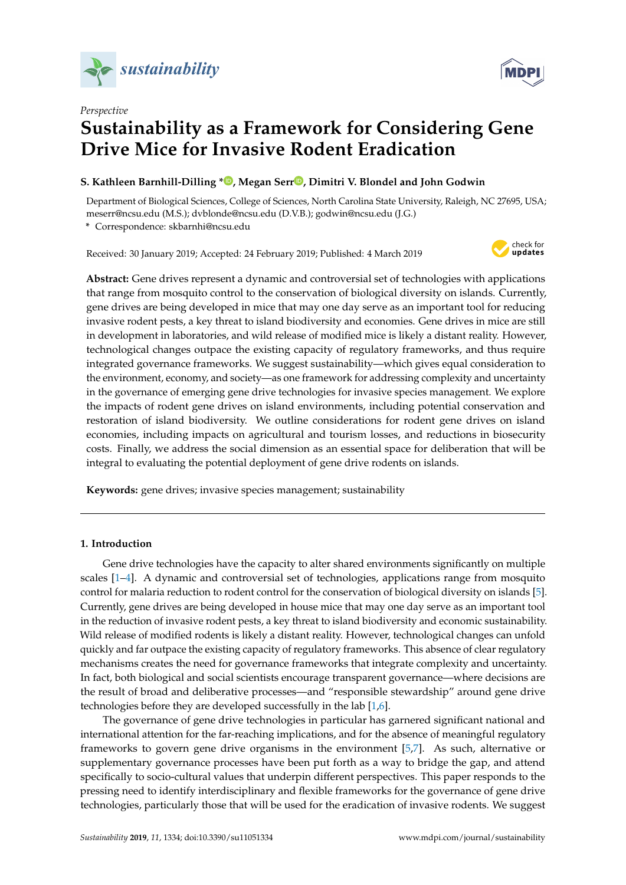*Perspective*

# Sustainability as a Framework for Considering Gene Drive Mice for Invasive Rodent Eradication

**S. Kathleen Barnhill-Dilling \*, Megan Serr, Dimitri V. Blondel and John Godwin**

Department of Biological Sciences, College of Sciences, North Carolina State University, Raleigh, NC 27695, USA; meserr@ncsu.edu (M.S.); dvblonde@ncsu.edu (D.V.B.); godwin@ncsu.edu (J.G.)

\* Correspondence: skbarnhi@ncsu.edu

Received: 30 January 2019; Accepted: 24 February 2019; Published: 4 March 2019

**Abstract:** Gene drives represent a dynamic and controversial set of technologies with applications that range from mosquito control to the conservation of biological diversity on islands. Currently, gene drives are being developed in mice that may one day serve as an important tool for reducing invasive rodent pests, a key threat to island biodiversity and economies. Gene drives in mice are still in development in laboratories, and wild release of modified mice is likely a distant reality. However, technological changes outpace the existing capacity of regulatory frameworks, and thus require integrated governance frameworks. We suggest sustainability—which gives equal consideration to the environment, economy, and society—as one framework for addressing complexity and uncertainty in the governance of emerging gene drive technologies for invasive species management. We explore the impacts of rodent gene drives on island environments, including potential conservation and restoration of island biodiversity. We outline considerations for rodent gene drives on island economies, including impacts on agricultural and tourism losses, and reductions in biosecurity costs. Finally, we address the social dimension as an essential space for deliberation that will be integral to evaluating the potential deployment of gene drive rodents on islands.

**Keywords:** gene drives; invasive species management; sustainability

## 1. Introduction

Gene drive technologies have the capacity to alter shared environments significantly on multiple scales [1–4]. A dynamic and controversial set of technologies, applications range from mosquito control for malaria reduction to rodent control for the conservation of biological diversity on islands [5]. Currently, gene drives are being developed in house mice that may one day serve as an important tool in the reduction of invasive rodent pests, a key threat to island biodiversity and economic sustainability. Wild release of modified rodents is likely a distant reality. However, technological changes can unfold quickly and far outpace the existing capacity of regulatory frameworks. This absence of clear regulatory mechanisms creates the need for governance frameworks that integrate complexity and uncertainty. In fact, both biological and social scientists encourage transparent governance—where decisions are the result of broad and deliberative processes—and "responsible stewardship" around gene drive technologies before they are developed successfully in the lab [1,6].

The governance of gene drive technologies in particular has garnered significant national and international attention for the far-reaching implications, and for the absence of meaningful regulatory frameworks to govern gene drive organisms in the environment [5,7]. As such, alternative or supplementary governance processes have been put forth as a way to bridge the gap, and attend specifically to socio-cultural values that underpin different perspectives. This paper responds to the pressing need to identify interdisciplinary and flexible frameworks for the governance of gene drive technologies, particularly those that will be used for the eradication of invasive rodents. We suggest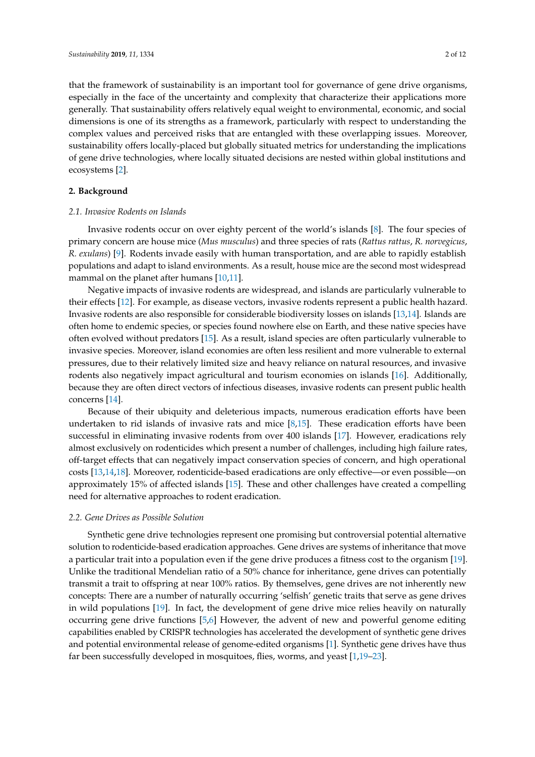that the framework of sustainability is an important tool for governance of gene drive organisms, especially in the face of the uncertainty and complexity that characterize their applications more generally. That sustainability offers relatively equal weight to environmental, economic, and social dimensions is one of its strengths as a framework, particularly with respect to understanding the complex values and perceived risks that are entangled with these overlapping issues. Moreover, sustainability offers locally-placed but globally situated metrics for understanding the implications of gene drive technologies, where locally situated decisions are nested within global institutions and ecosystems [2].

## 2. Background

### 2.1. Invasive Rodents on Islands

Invasive rodents occur on over eighty percent of the world's islands [8]. The four species of primary concern are house mice (*Mus musculus*) and three species of rats (*Rattus rattus*, *R. norvegicus*, *R. exulans*) [9]. Rodents invade easily with human transportation, and are able to rapidly establish populations and adapt to island environments. As a result, house mice are the second most widespread mammal on the planet after humans [10,11].

Negative impacts of invasive rodents are widespread, and islands are particularly vulnerable to their effects [12]. For example, as disease vectors, invasive rodents represent a public health hazard. Invasive rodents are also responsible for considerable biodiversity losses on islands [13,14]. Islands are often home to endemic species, or species found nowhere else on Earth, and these native species have often evolved without predators [15]. As a result, island species are often particularly vulnerable to invasive species. Moreover, island economies are often less resilient and more vulnerable to external pressures, due to their relatively limited size and heavy reliance on natural resources, and invasive rodents also negatively impact agricultural and tourism economies on islands [16]. Additionally, because they are often direct vectors of infectious diseases, invasive rodents can present public health concerns [14].

Because of their ubiquity and deleterious impacts, numerous eradication efforts have been undertaken to rid islands of invasive rats and mice [8,15]. These eradication efforts have been successful in eliminating invasive rodents from over 400 islands [17]. However, eradications rely almost exclusively on rodenticides which present a number of challenges, including high failure rates, off-target effects that can negatively impact conservation species of concern, and high operational costs [13,14,18]. Moreover, rodenticide-based eradications are only effective—or even possible—on approximately 15% of affected islands [15]. These and other challenges have created a compelling need for alternative approaches to rodent eradication.

### 2.2. Gene Drives as Possible Solution

Synthetic gene drive technologies represent one promising but controversial potential alternative solution to rodenticide-based eradication approaches. Gene drives are systems of inheritance that move a particular trait into a population even if the gene drive produces a fitness cost to the organism [19]. Unlike the traditional Mendelian ratio of a 50% chance for inheritance, gene drives can potentially transmit a trait to offspring at near 100% ratios. By themselves, gene drives are not inherently new concepts: There are a number of naturally occurring 'selfish' genetic traits that serve as gene drives in wild populations [19]. In fact, the development of gene drive mice relies heavily on naturally occurring gene drive functions [5,6] However, the advent of new and powerful genome editing capabilities enabled by CRISPR technologies has accelerated the development of synthetic gene drives and potential environmental release of genome-edited organisms [1]. Synthetic gene drives have thus far been successfully developed in mosquitoes, flies, worms, and yeast [1,19–23].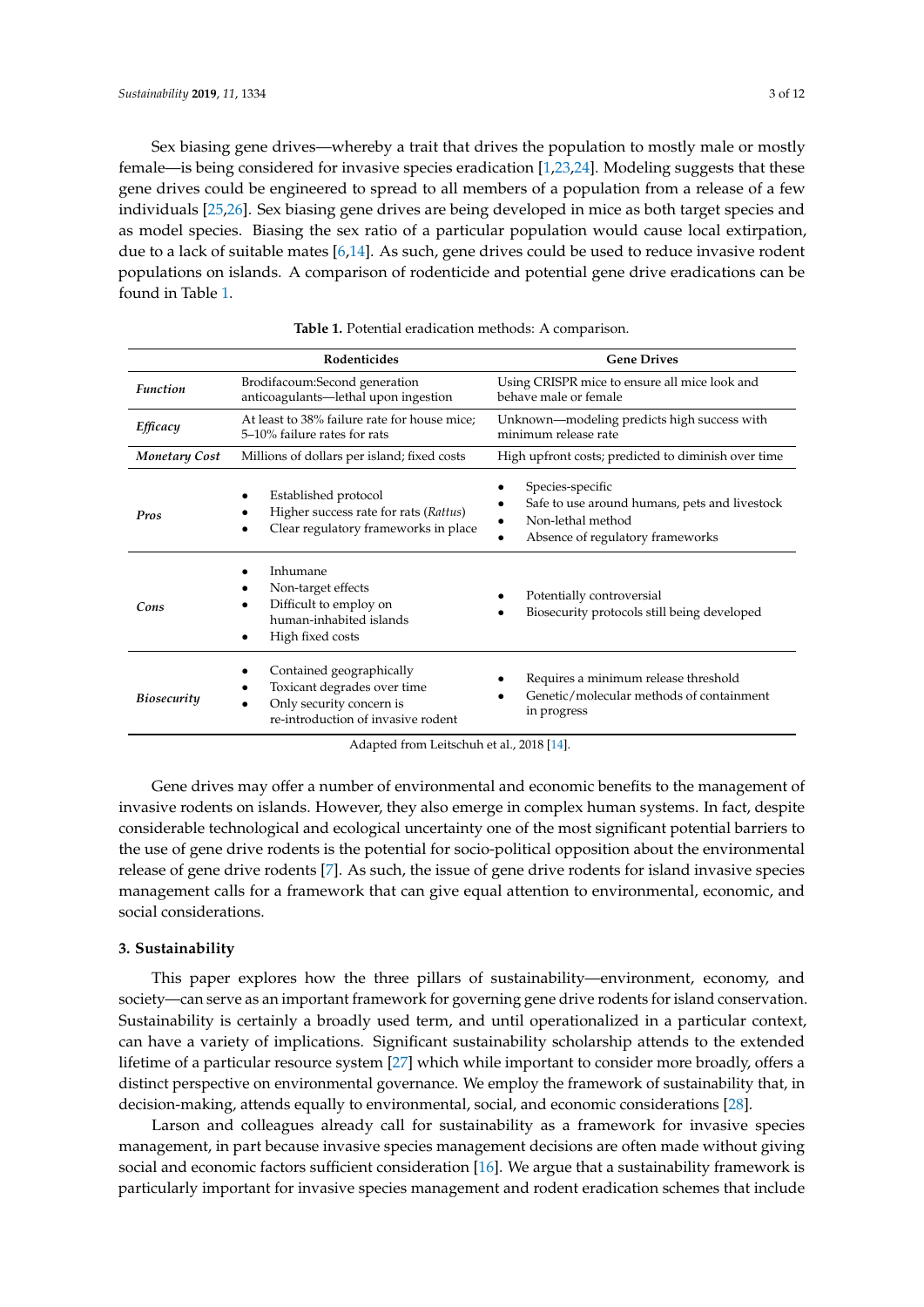Sex biasing gene drives—whereby a trait that drives the population to mostly male or mostly female—is being considered for invasive species eradication [1,23,24]. Modeling suggests that these gene drives could be engineered to spread to all members of a population from a release of a few individuals [25,26]. Sex biasing gene drives are being developed in mice as both target species and as model species. Biasing the sex ratio of a particular population would cause local extirpation, due to a lack of suitable mates [6,14]. As such, gene drives could be used to reduce invasive rodent populations on islands. A comparison of rodenticide and potential gene drive eradications can be found in Table 1.

**Table 1.** Potential eradication methods: A comparison.

| | Rodenticides | Gene Drives |
|---|---|---|
| *Function* | Brodifacoum:Second generation anticoagulants—lethal upon ingestion | Using CRISPR mice to ensure all mice look and behave male or female |
| *Efficacy* | At least to 38% failure rate for house mice; 5–10% failure rates for rats | Unknown—modeling predicts high success with minimum release rate |
| *Monetary Cost* | Millions of dollars per island; fixed costs | High upfront costs; predicted to diminish over time |
| *Pros* | • Established protocol<br>• Higher success rate for rats (*Rattus*)<br>• Clear regulatory frameworks in place | • Species-specific<br>• Safe to use around humans, pets and livestock<br>• Non-lethal method<br>• Absence of regulatory frameworks |
| *Cons* | • Inhumane<br>• Non-target effects<br>• Difficult to employ on human-inhabited islands<br>• High fixed costs | • Potentially controversial<br>• Biosecurity protocols still being developed |
| *Biosecurity* | • Contained geographically<br>• Toxicant degrades over time<br>• Only security concern is re-introduction of invasive rodent | • Requires a minimum release threshold<br>• Genetic/molecular methods of containment in progress |

Adapted from Leitschuh et al., 2018 [14].

Gene drives may offer a number of environmental and economic benefits to the management of invasive rodents on islands. However, they also emerge in complex human systems. In fact, despite considerable technological and ecological uncertainty one of the most significant potential barriers to the use of gene drive rodents is the potential for socio-political opposition about the environmental release of gene drive rodents [7]. As such, the issue of gene drive rodents for island invasive species management calls for a framework that can give equal attention to environmental, economic, and social considerations.

## 3. Sustainability

This paper explores how the three pillars of sustainability—environment, economy, and society—can serve as an important framework for governing gene drive rodents for island conservation. Sustainability is certainly a broadly used term, and until operationalized in a particular context, can have a variety of implications. Significant sustainability scholarship attends to the extended lifetime of a particular resource system [27] which while important to consider more broadly, offers a distinct perspective on environmental governance. We employ the framework of sustainability that, in decision-making, attends equally to environmental, social, and economic considerations [28].

Larson and colleagues already call for sustainability as a framework for invasive species management, in part because invasive species management decisions are often made without giving social and economic factors sufficient consideration [16]. We argue that a sustainability framework is particularly important for invasive species management and rodent eradication schemes that include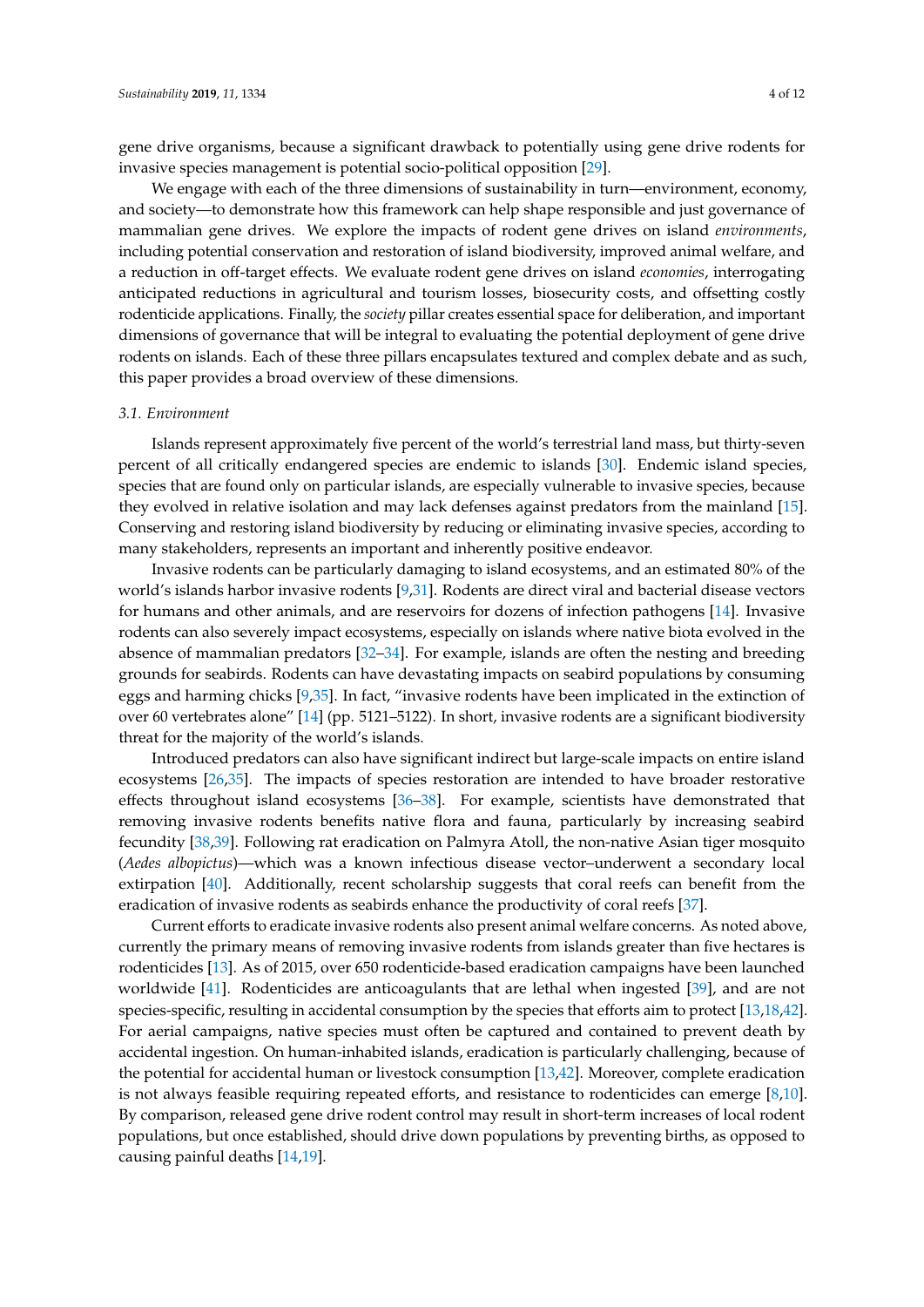gene drive organisms, because a significant drawback to potentially using gene drive rodents for invasive species management is potential socio-political opposition [29].

We engage with each of the three dimensions of sustainability in turn—environment, economy, and society—to demonstrate how this framework can help shape responsible and just governance of mammalian gene drives. We explore the impacts of rodent gene drives on island *environments*, including potential conservation and restoration of island biodiversity, improved animal welfare, and a reduction in off-target effects. We evaluate rodent gene drives on island *economies*, interrogating anticipated reductions in agricultural and tourism losses, biosecurity costs, and offsetting costly rodenticide applications. Finally, the *society* pillar creates essential space for deliberation, and important dimensions of governance that will be integral to evaluating the potential deployment of gene drive rodents on islands. Each of these three pillars encapsulates textured and complex debate and as such, this paper provides a broad overview of these dimensions.

### 3.1. Environment

Islands represent approximately five percent of the world's terrestrial land mass, but thirty-seven percent of all critically endangered species are endemic to islands [30]. Endemic island species, species that are found only on particular islands, are especially vulnerable to invasive species, because they evolved in relative isolation and may lack defenses against predators from the mainland [15]. Conserving and restoring island biodiversity by reducing or eliminating invasive species, according to many stakeholders, represents an important and inherently positive endeavor.

Invasive rodents can be particularly damaging to island ecosystems, and an estimated 80% of the world's islands harbor invasive rodents [9,31]. Rodents are direct viral and bacterial disease vectors for humans and other animals, and are reservoirs for dozens of infection pathogens [14]. Invasive rodents can also severely impact ecosystems, especially on islands where native biota evolved in the absence of mammalian predators [32–34]. For example, islands are often the nesting and breeding grounds for seabirds. Rodents can have devastating impacts on seabird populations by consuming eggs and harming chicks [9,35]. In fact, "invasive rodents have been implicated in the extinction of over 60 vertebrates alone" [14] (pp. 5121–5122). In short, invasive rodents are a significant biodiversity threat for the majority of the world's islands.

Introduced predators can also have significant indirect but large-scale impacts on entire island ecosystems [26,35]. The impacts of species restoration are intended to have broader restorative effects throughout island ecosystems [36–38]. For example, scientists have demonstrated that removing invasive rodents benefits native flora and fauna, particularly by increasing seabird fecundity [38,39]. Following rat eradication on Palmyra Atoll, the non-native Asian tiger mosquito (*Aedes albopictus*)—which was a known infectious disease vector–underwent a secondary local extirpation [40]. Additionally, recent scholarship suggests that coral reefs can benefit from the eradication of invasive rodents as seabirds enhance the productivity of coral reefs [37].

Current efforts to eradicate invasive rodents also present animal welfare concerns. As noted above, currently the primary means of removing invasive rodents from islands greater than five hectares is rodenticides [13]. As of 2015, over 650 rodenticide-based eradication campaigns have been launched worldwide [41]. Rodenticides are anticoagulants that are lethal when ingested [39], and are not species-specific, resulting in accidental consumption by the species that efforts aim to protect [13,18,42]. For aerial campaigns, native species must often be captured and contained to prevent death by accidental ingestion. On human-inhabited islands, eradication is particularly challenging, because of the potential for accidental human or livestock consumption [13,42]. Moreover, complete eradication is not always feasible requiring repeated efforts, and resistance to rodenticides can emerge [8,10]. By comparison, released gene drive rodent control may result in short-term increases of local rodent populations, but once established, should drive down populations by preventing births, as opposed to causing painful deaths [14,19].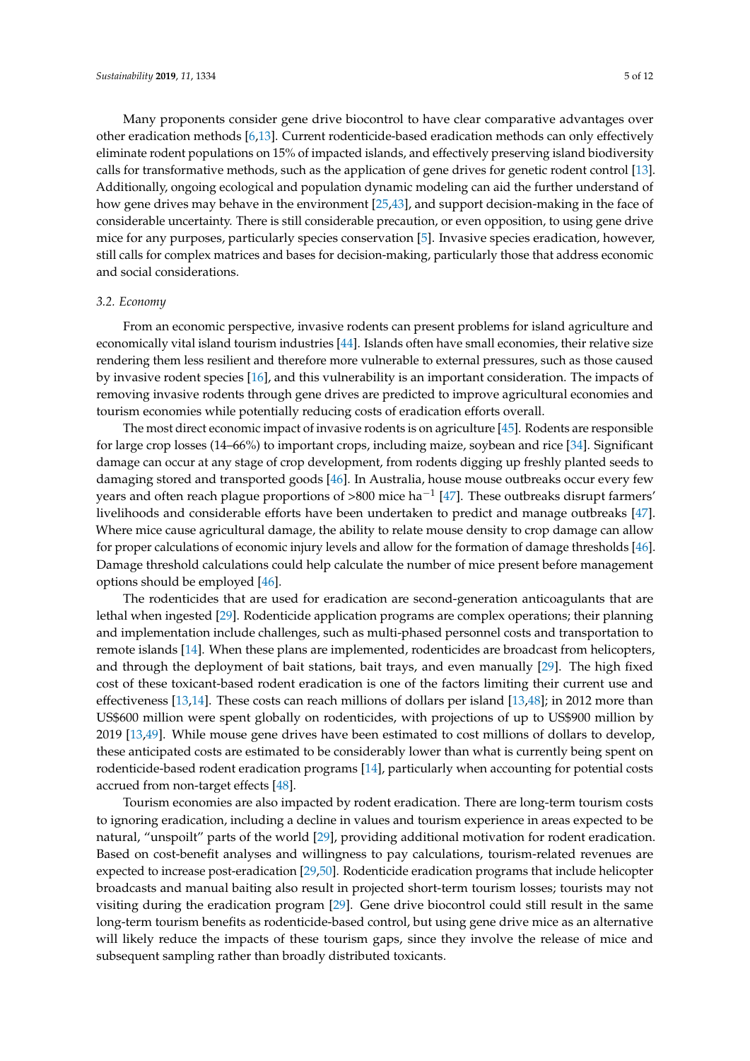Many proponents consider gene drive biocontrol to have clear comparative advantages over other eradication methods [6,13]. Current rodenticide-based eradication methods can only effectively eliminate rodent populations on 15% of impacted islands, and effectively preserving island biodiversity calls for transformative methods, such as the application of gene drives for genetic rodent control [13]. Additionally, ongoing ecological and population dynamic modeling can aid the further understand of how gene drives may behave in the environment [25,43], and support decision-making in the face of considerable uncertainty. There is still considerable precaution, or even opposition, to using gene drive mice for any purposes, particularly species conservation [5]. Invasive species eradication, however, still calls for complex matrices and bases for decision-making, particularly those that address economic and social considerations.

### *3.2. Economy*

From an economic perspective, invasive rodents can present problems for island agriculture and economically vital island tourism industries [44]. Islands often have small economies, their relative size rendering them less resilient and therefore more vulnerable to external pressures, such as those caused by invasive rodent species [16], and this vulnerability is an important consideration. The impacts of removing invasive rodents through gene drives are predicted to improve agricultural economies and tourism economies while potentially reducing costs of eradication efforts overall.

The most direct economic impact of invasive rodents is on agriculture [45]. Rodents are responsible for large crop losses (14–66%) to important crops, including maize, soybean and rice [34]. Significant damage can occur at any stage of crop development, from rodents digging up freshly planted seeds to damaging stored and transported goods [46]. In Australia, house mouse outbreaks occur every few years and often reach plague proportions of >800 mice ha$^{-1}$ [47]. These outbreaks disrupt farmers' livelihoods and considerable efforts have been undertaken to predict and manage outbreaks [47]. Where mice cause agricultural damage, the ability to relate mouse density to crop damage can allow for proper calculations of economic injury levels and allow for the formation of damage thresholds [46]. Damage threshold calculations could help calculate the number of mice present before management options should be employed [46].

The rodenticides that are used for eradication are second-generation anticoagulants that are lethal when ingested [29]. Rodenticide application programs are complex operations; their planning and implementation include challenges, such as multi-phased personnel costs and transportation to remote islands [14]. When these plans are implemented, rodenticides are broadcast from helicopters, and through the deployment of bait stations, bait trays, and even manually [29]. The high fixed cost of these toxicant-based rodent eradication is one of the factors limiting their current use and effectiveness [13,14]. These costs can reach millions of dollars per island [13,48]; in 2012 more than US$600 million were spent globally on rodenticides, with projections of up to US$900 million by 2019 [13,49]. While mouse gene drives have been estimated to cost millions of dollars to develop, these anticipated costs are estimated to be considerably lower than what is currently being spent on rodenticide-based rodent eradication programs [14], particularly when accounting for potential costs accrued from non-target effects [48].

Tourism economies are also impacted by rodent eradication. There are long-term tourism costs to ignoring eradication, including a decline in values and tourism experience in areas expected to be natural, "unspoilt" parts of the world [29], providing additional motivation for rodent eradication. Based on cost-benefit analyses and willingness to pay calculations, tourism-related revenues are expected to increase post-eradication [29,50]. Rodenticide eradication programs that include helicopter broadcasts and manual baiting also result in projected short-term tourism losses; tourists may not visiting during the eradication program [29]. Gene drive biocontrol could still result in the same long-term tourism benefits as rodenticide-based control, but using gene drive mice as an alternative will likely reduce the impacts of these tourism gaps, since they involve the release of mice and subsequent sampling rather than broadly distributed toxicants.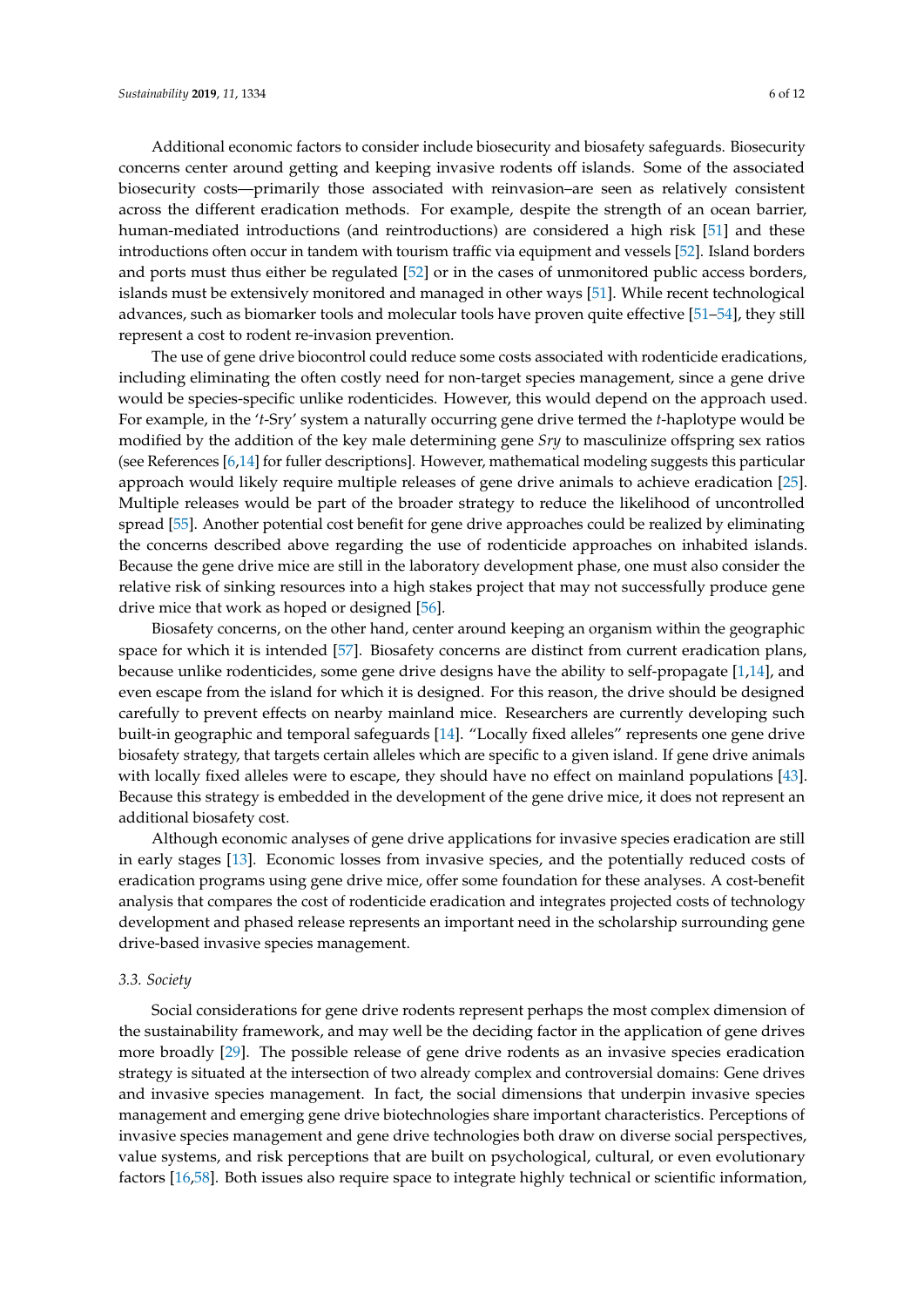Additional economic factors to consider include biosecurity and biosafety safeguards. Biosecurity concerns center around getting and keeping invasive rodents off islands. Some of the associated biosecurity costs—primarily those associated with reinvasion–are seen as relatively consistent across the different eradication methods. For example, despite the strength of an ocean barrier, human-mediated introductions (and reintroductions) are considered a high risk [51] and these introductions often occur in tandem with tourism traffic via equipment and vessels [52]. Island borders and ports must thus either be regulated [52] or in the cases of unmonitored public access borders, islands must be extensively monitored and managed in other ways [51]. While recent technological advances, such as biomarker tools and molecular tools have proven quite effective [51–54], they still represent a cost to rodent re-invasion prevention.

The use of gene drive biocontrol could reduce some costs associated with rodenticide eradications, including eliminating the often costly need for non-target species management, since a gene drive would be species-specific unlike rodenticides. However, this would depend on the approach used. For example, in the '*t*-Sry' system a naturally occurring gene drive termed the *t*-haplotype would be modified by the addition of the key male determining gene *Sry* to masculinize offspring sex ratios (see References [6,14] for fuller descriptions]. However, mathematical modeling suggests this particular approach would likely require multiple releases of gene drive animals to achieve eradication [25]. Multiple releases would be part of the broader strategy to reduce the likelihood of uncontrolled spread [55]. Another potential cost benefit for gene drive approaches could be realized by eliminating the concerns described above regarding the use of rodenticide approaches on inhabited islands. Because the gene drive mice are still in the laboratory development phase, one must also consider the relative risk of sinking resources into a high stakes project that may not successfully produce gene drive mice that work as hoped or designed [56].

Biosafety concerns, on the other hand, center around keeping an organism within the geographic space for which it is intended [57]. Biosafety concerns are distinct from current eradication plans, because unlike rodenticides, some gene drive designs have the ability to self-propagate [1,14], and even escape from the island for which it is designed. For this reason, the drive should be designed carefully to prevent effects on nearby mainland mice. Researchers are currently developing such built-in geographic and temporal safeguards [14]. "Locally fixed alleles" represents one gene drive biosafety strategy, that targets certain alleles which are specific to a given island. If gene drive animals with locally fixed alleles were to escape, they should have no effect on mainland populations [43]. Because this strategy is embedded in the development of the gene drive mice, it does not represent an additional biosafety cost.

Although economic analyses of gene drive applications for invasive species eradication are still in early stages [13]. Economic losses from invasive species, and the potentially reduced costs of eradication programs using gene drive mice, offer some foundation for these analyses. A cost-benefit analysis that compares the cost of rodenticide eradication and integrates projected costs of technology development and phased release represents an important need in the scholarship surrounding gene drive-based invasive species management.

### 3.3. Society

Social considerations for gene drive rodents represent perhaps the most complex dimension of the sustainability framework, and may well be the deciding factor in the application of gene drives more broadly [29]. The possible release of gene drive rodents as an invasive species eradication strategy is situated at the intersection of two already complex and controversial domains: Gene drives and invasive species management. In fact, the social dimensions that underpin invasive species management and emerging gene drive biotechnologies share important characteristics. Perceptions of invasive species management and gene drive technologies both draw on diverse social perspectives, value systems, and risk perceptions that are built on psychological, cultural, or even evolutionary factors [16,58]. Both issues also require space to integrate highly technical or scientific information,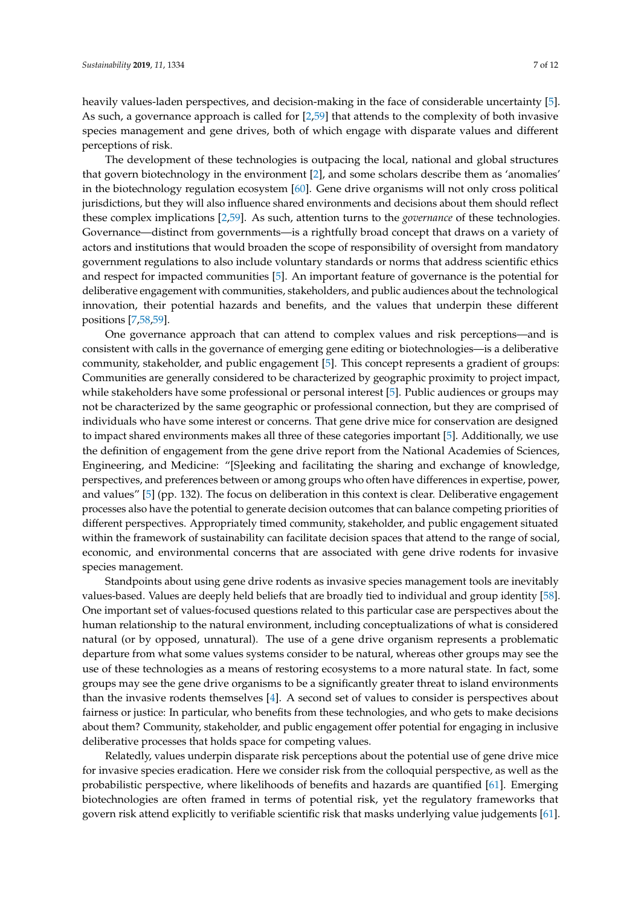heavily values-laden perspectives, and decision-making in the face of considerable uncertainty [5]. As such, a governance approach is called for [2,59] that attends to the complexity of both invasive species management and gene drives, both of which engage with disparate values and different perceptions of risk.

The development of these technologies is outpacing the local, national and global structures that govern biotechnology in the environment [2], and some scholars describe them as 'anomalies' in the biotechnology regulation ecosystem [60]. Gene drive organisms will not only cross political jurisdictions, but they will also influence shared environments and decisions about them should reflect these complex implications [2,59]. As such, attention turns to the *governance* of these technologies. Governance—distinct from governments—is a rightfully broad concept that draws on a variety of actors and institutions that would broaden the scope of responsibility of oversight from mandatory government regulations to also include voluntary standards or norms that address scientific ethics and respect for impacted communities [5]. An important feature of governance is the potential for deliberative engagement with communities, stakeholders, and public audiences about the technological innovation, their potential hazards and benefits, and the values that underpin these different positions [7,58,59].

One governance approach that can attend to complex values and risk perceptions—and is consistent with calls in the governance of emerging gene editing or biotechnologies—is a deliberative community, stakeholder, and public engagement [5]. This concept represents a gradient of groups: Communities are generally considered to be characterized by geographic proximity to project impact, while stakeholders have some professional or personal interest [5]. Public audiences or groups may not be characterized by the same geographic or professional connection, but they are comprised of individuals who have some interest or concerns. That gene drive mice for conservation are designed to impact shared environments makes all three of these categories important [5]. Additionally, we use the definition of engagement from the gene drive report from the National Academies of Sciences, Engineering, and Medicine: "[S]eeking and facilitating the sharing and exchange of knowledge, perspectives, and preferences between or among groups who often have differences in expertise, power, and values" [5] (pp. 132). The focus on deliberation in this context is clear. Deliberative engagement processes also have the potential to generate decision outcomes that can balance competing priorities of different perspectives. Appropriately timed community, stakeholder, and public engagement situated within the framework of sustainability can facilitate decision spaces that attend to the range of social, economic, and environmental concerns that are associated with gene drive rodents for invasive species management.

Standpoints about using gene drive rodents as invasive species management tools are inevitably values-based. Values are deeply held beliefs that are broadly tied to individual and group identity [58]. One important set of values-focused questions related to this particular case are perspectives about the human relationship to the natural environment, including conceptualizations of what is considered natural (or by opposed, unnatural). The use of a gene drive organism represents a problematic departure from what some values systems consider to be natural, whereas other groups may see the use of these technologies as a means of restoring ecosystems to a more natural state. In fact, some groups may see the gene drive organisms to be a significantly greater threat to island environments than the invasive rodents themselves [4]. A second set of values to consider is perspectives about fairness or justice: In particular, who benefits from these technologies, and who gets to make decisions about them? Community, stakeholder, and public engagement offer potential for engaging in inclusive deliberative processes that holds space for competing values.

Relatedly, values underpin disparate risk perceptions about the potential use of gene drive mice for invasive species eradication. Here we consider risk from the colloquial perspective, as well as the probabilistic perspective, where likelihoods of benefits and hazards are quantified [61]. Emerging biotechnologies are often framed in terms of potential risk, yet the regulatory frameworks that govern risk attend explicitly to verifiable scientific risk that masks underlying value judgements [61].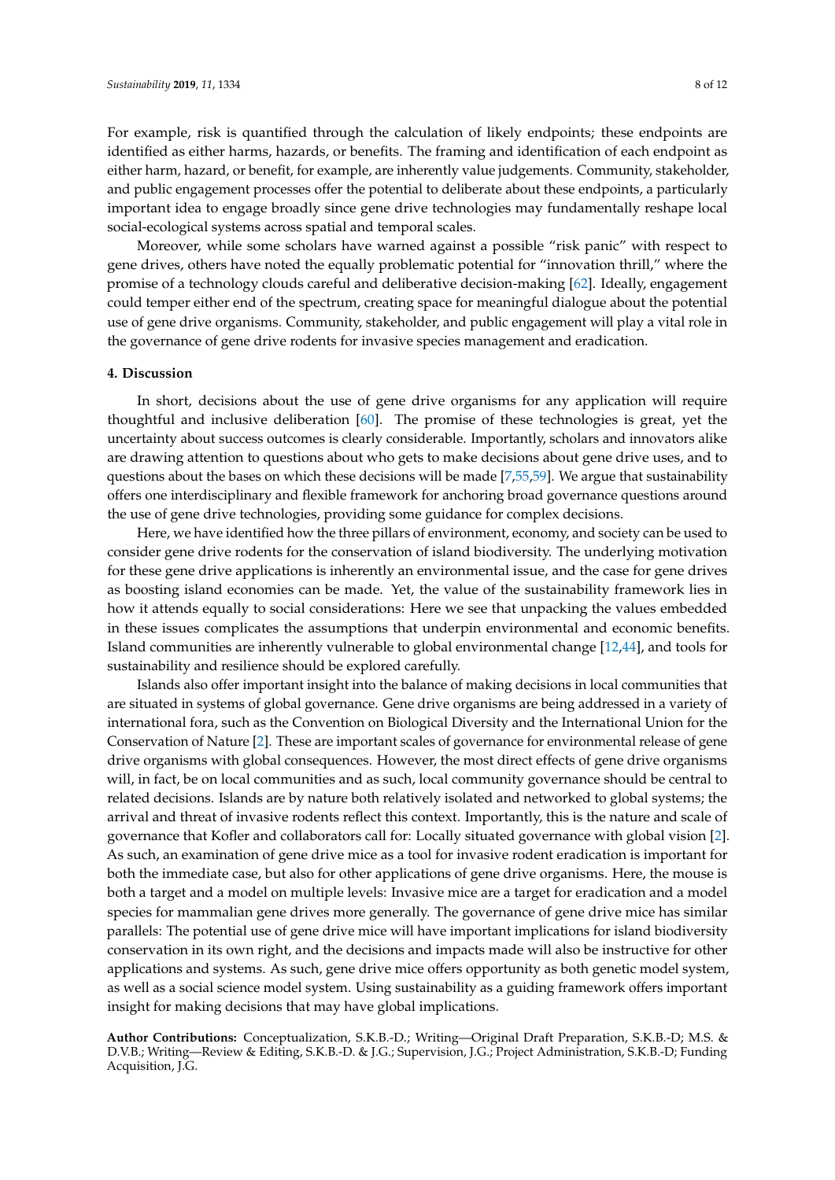For example, risk is quantified through the calculation of likely endpoints; these endpoints are identified as either harms, hazards, or benefits. The framing and identification of each endpoint as either harm, hazard, or benefit, for example, are inherently value judgements. Community, stakeholder, and public engagement processes offer the potential to deliberate about these endpoints, a particularly important idea to engage broadly since gene drive technologies may fundamentally reshape local social-ecological systems across spatial and temporal scales.

Moreover, while some scholars have warned against a possible "risk panic" with respect to gene drives, others have noted the equally problematic potential for "innovation thrill," where the promise of a technology clouds careful and deliberative decision-making [62]. Ideally, engagement could temper either end of the spectrum, creating space for meaningful dialogue about the potential use of gene drive organisms. Community, stakeholder, and public engagement will play a vital role in the governance of gene drive rodents for invasive species management and eradication.

## 4. Discussion

In short, decisions about the use of gene drive organisms for any application will require thoughtful and inclusive deliberation [60]. The promise of these technologies is great, yet the uncertainty about success outcomes is clearly considerable. Importantly, scholars and innovators alike are drawing attention to questions about who gets to make decisions about gene drive uses, and to questions about the bases on which these decisions will be made [7,55,59]. We argue that sustainability offers one interdisciplinary and flexible framework for anchoring broad governance questions around the use of gene drive technologies, providing some guidance for complex decisions.

Here, we have identified how the three pillars of environment, economy, and society can be used to consider gene drive rodents for the conservation of island biodiversity. The underlying motivation for these gene drive applications is inherently an environmental issue, and the case for gene drives as boosting island economies can be made. Yet, the value of the sustainability framework lies in how it attends equally to social considerations: Here we see that unpacking the values embedded in these issues complicates the assumptions that underpin environmental and economic benefits. Island communities are inherently vulnerable to global environmental change [12,44], and tools for sustainability and resilience should be explored carefully.

Islands also offer important insight into the balance of making decisions in local communities that are situated in systems of global governance. Gene drive organisms are being addressed in a variety of international fora, such as the Convention on Biological Diversity and the International Union for the Conservation of Nature [2]. These are important scales of governance for environmental release of gene drive organisms with global consequences. However, the most direct effects of gene drive organisms will, in fact, be on local communities and as such, local community governance should be central to related decisions. Islands are by nature both relatively isolated and networked to global systems; the arrival and threat of invasive rodents reflect this context. Importantly, this is the nature and scale of governance that Kofler and collaborators call for: Locally situated governance with global vision [2]. As such, an examination of gene drive mice as a tool for invasive rodent eradication is important for both the immediate case, but also for other applications of gene drive organisms. Here, the mouse is both a target and a model on multiple levels: Invasive mice are a target for eradication and a model species for mammalian gene drives more generally. The governance of gene drive mice has similar parallels: The potential use of gene drive mice will have important implications for island biodiversity conservation in its own right, and the decisions and impacts made will also be instructive for other applications and systems. As such, gene drive mice offers opportunity as both genetic model system, as well as a social science model system. Using sustainability as a guiding framework offers important insight for making decisions that may have global implications.

**Author Contributions:** Conceptualization, S.K.B.-D.; Writing—Original Draft Preparation, S.K.B.-D; M.S. & D.V.B.; Writing—Review & Editing, S.K.B.-D. & J.G.; Supervision, J.G.; Project Administration, S.K.B.-D; Funding Acquisition, J.G.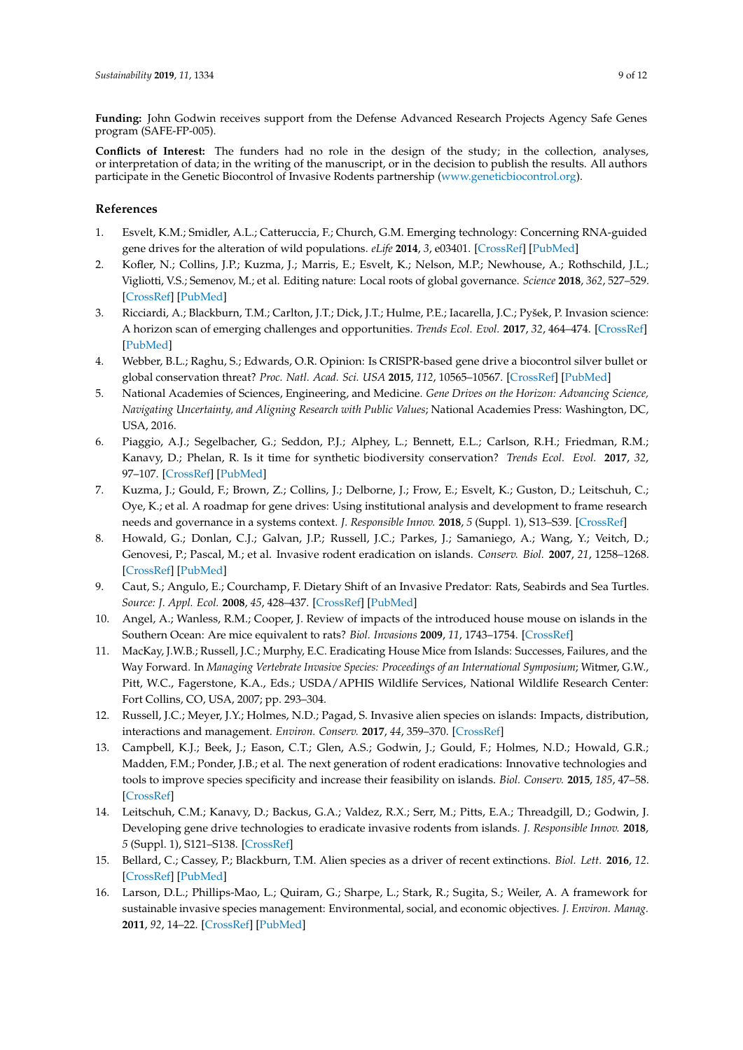**Funding:** John Godwin receives support from the Defense Advanced Research Projects Agency Safe Genes program (SAFE-FP-005).

**Conflicts of Interest:** The funders had no role in the design of the study; in the collection, analyses, or interpretation of data; in the writing of the manuscript, or in the decision to publish the results. All authors participate in the Genetic Biocontrol of Invasive Rodents partnership (www.geneticbiocontrol.org).

## References

1. Esvelt, K.M.; Smidler, A.L.; Catteruccia, F.; Church, G.M. Emerging technology: Concerning RNA-guided gene drives for the alteration of wild populations. *eLife* **2014**, *3*, e03401. [CrossRef] [PubMed]
2. Kofler, N.; Collins, J.P.; Kuzma, J.; Marris, E.; Esvelt, K.; Nelson, M.P.; Newhouse, A.; Rothschild, J.L.; Vigliotti, V.S.; Semenov, M.; et al. Editing nature: Local roots of global governance. *Science* **2018**, *362*, 527–529. [CrossRef] [PubMed]
3. Ricciardi, A.; Blackburn, T.M.; Carlton, J.T.; Dick, J.T.; Hulme, P.E.; Iacarella, J.C.; Pyšek, P. Invasion science: A horizon scan of emerging challenges and opportunities. *Trends Ecol. Evol.* **2017**, *32*, 464–474. [CrossRef] [PubMed]
4. Webber, B.L.; Raghu, S.; Edwards, O.R. Opinion: Is CRISPR-based gene drive a biocontrol silver bullet or global conservation threat? *Proc. Natl. Acad. Sci. USA* **2015**, *112*, 10565–10567. [CrossRef] [PubMed]
5. National Academies of Sciences, Engineering, and Medicine. *Gene Drives on the Horizon: Advancing Science, Navigating Uncertainty, and Aligning Research with Public Values*; National Academies Press: Washington, DC, USA, 2016.
6. Piaggio, A.J.; Segelbacher, G.; Seddon, P.J.; Alphey, L.; Bennett, E.L.; Carlson, R.H.; Friedman, R.M.; Kanavy, D.; Phelan, R. Is it time for synthetic biodiversity conservation? *Trends Ecol. Evol.* **2017**, *32*, 97–107. [CrossRef] [PubMed]
7. Kuzma, J.; Gould, F.; Brown, Z.; Collins, J.; Delborne, J.; Frow, E.; Esvelt, K.; Guston, D.; Leitschuh, C.; Oye, K.; et al. A roadmap for gene drives: Using institutional analysis and development to frame research needs and governance in a systems context. *J. Responsible Innov.* **2018**, *5* (Suppl. 1), S13–S39. [CrossRef]
8. Howald, G.; Donlan, C.J.; Galvan, J.P.; Russell, J.C.; Parkes, J.; Samaniego, A.; Wang, Y.; Veitch, D.; Genovesi, P.; Pascal, M.; et al. Invasive rodent eradication on islands. *Conserv. Biol.* **2007**, *21*, 1258–1268. [CrossRef] [PubMed]
9. Caut, S.; Angulo, E.; Courchamp, F. Dietary Shift of an Invasive Predator: Rats, Seabirds and Sea Turtles. *Source: J. Appl. Ecol.* **2008**, *45*, 428–437. [CrossRef] [PubMed]
10. Angel, A.; Wanless, R.M.; Cooper, J. Review of impacts of the introduced house mouse on islands in the Southern Ocean: Are mice equivalent to rats? *Biol. Invasions* **2009**, *11*, 1743–1754. [CrossRef]
11. MacKay, J.W.B.; Russell, J.C.; Murphy, E.C. Eradicating House Mice from Islands: Successes, Failures, and the Way Forward. In *Managing Vertebrate Invasive Species: Proceedings of an International Symposium*; Witmer, G.W., Pitt, W.C., Fagerstone, K.A., Eds.; USDA/APHIS Wildlife Services, National Wildlife Research Center: Fort Collins, CO, USA, 2007; pp. 293–304.
12. Russell, J.C.; Meyer, J.Y.; Holmes, N.D.; Pagad, S. Invasive alien species on islands: Impacts, distribution, interactions and management. *Environ. Conserv.* **2017**, *44*, 359–370. [CrossRef]
13. Campbell, K.J.; Beek, J.; Eason, C.T.; Glen, A.S.; Godwin, J.; Gould, F.; Holmes, N.D.; Howald, G.R.; Madden, F.M.; Ponder, J.B.; et al. The next generation of rodent eradications: Innovative technologies and tools to improve species specificity and increase their feasibility on islands. *Biol. Conserv.* **2015**, *185*, 47–58. [CrossRef]
14. Leitschuh, C.M.; Kanavy, D.; Backus, G.A.; Valdez, R.X.; Serr, M.; Pitts, E.A.; Threadgill, D.; Godwin, J. Developing gene drive technologies to eradicate invasive rodents from islands. *J. Responsible Innov.* **2018**, *5* (Suppl. 1), S121–S138. [CrossRef]
15. Bellard, C.; Cassey, P.; Blackburn, T.M. Alien species as a driver of recent extinctions. *Biol. Lett.* **2016**, *12*. [CrossRef] [PubMed]
16. Larson, D.L.; Phillips-Mao, L.; Quiram, G.; Sharpe, L.; Stark, R.; Sugita, S.; Weiler, A. A framework for sustainable invasive species management: Environmental, social, and economic objectives. *J. Environ. Manag.* **2011**, *92*, 14–22. [CrossRef] [PubMed]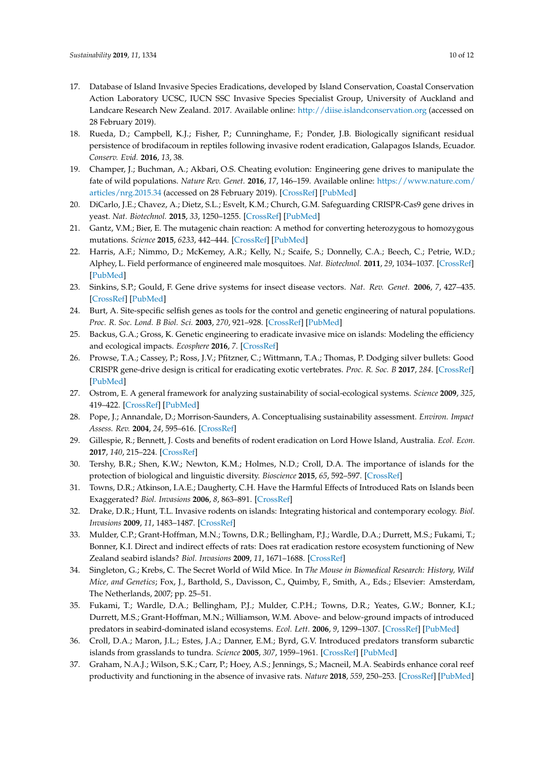17. Database of Island Invasive Species Eradications, developed by Island Conservation, Coastal Conservation Action Laboratory UCSC, IUCN SSC Invasive Species Specialist Group, University of Auckland and Landcare Research New Zealand. 2017. Available online: http://diise.islandconservation.org (accessed on 28 February 2019).
18. Rueda, D.; Campbell, K.J.; Fisher, P.; Cunninghame, F.; Ponder, J.B. Biologically significant residual persistence of brodifacoum in reptiles following invasive rodent eradication, Galapagos Islands, Ecuador. *Conserv. Evid.* **2016**, *13*, 38.
19. Champer, J.; Buchman, A.; Akbari, O.S. Cheating evolution: Engineering gene drives to manipulate the fate of wild populations. *Nature Rev. Genet.* **2016**, *17*, 146–159. Available online: https://www.nature.com/articles/nrg.2015.34 (accessed on 28 February 2019). [CrossRef] [PubMed]
20. DiCarlo, J.E.; Chavez, A.; Dietz, S.L.; Esvelt, K.M.; Church, G.M. Safeguarding CRISPR-Cas9 gene drives in yeast. *Nat. Biotechnol.* **2015**, *33*, 1250–1255. [CrossRef] [PubMed]
21. Gantz, V.M.; Bier, E. The mutagenic chain reaction: A method for converting heterozygous to homozygous mutations. *Science* **2015**, *6233*, 442–444. [CrossRef] [PubMed]
22. Harris, A.F.; Nimmo, D.; McKemey, A.R.; Kelly, N.; Scaife, S.; Donnelly, C.A.; Beech, C.; Petrie, W.D.; Alphey, L. Field performance of engineered male mosquitoes. *Nat. Biotechnol.* **2011**, *29*, 1034–1037. [CrossRef] [PubMed]
23. Sinkins, S.P.; Gould, F. Gene drive systems for insect disease vectors. *Nat. Rev. Genet.* **2006**, *7*, 427–435. [CrossRef] [PubMed]
24. Burt, A. Site-specific selfish genes as tools for the control and genetic engineering of natural populations. *Proc. R. Soc. Lond. B Biol. Sci.* **2003**, *270*, 921–928. [CrossRef] [PubMed]
25. Backus, G.A.; Gross, K. Genetic engineering to eradicate invasive mice on islands: Modeling the efficiency and ecological impacts. *Ecosphere* **2016**, *7*. [CrossRef]
26. Prowse, T.A.; Cassey, P.; Ross, J.V.; Pfitzner, C.; Wittmann, T.A.; Thomas, P. Dodging silver bullets: Good CRISPR gene-drive design is critical for eradicating exotic vertebrates. *Proc. R. Soc. B* **2017**, *284*. [CrossRef] [PubMed]
27. Ostrom, E. A general framework for analyzing sustainability of social-ecological systems. *Science* **2009**, *325*, 419–422. [CrossRef] [PubMed]
28. Pope, J.; Annandale, D.; Morrison-Saunders, A. Conceptualising sustainability assessment. *Environ. Impact Assess. Rev.* **2004**, *24*, 595–616. [CrossRef]
29. Gillespie, R.; Bennett, J. Costs and benefits of rodent eradication on Lord Howe Island, Australia. *Ecol. Econ.* **2017**, *140*, 215–224. [CrossRef]
30. Tershy, B.R.; Shen, K.W.; Newton, K.M.; Holmes, N.D.; Croll, D.A. The importance of islands for the protection of biological and linguistic diversity. *Bioscience* **2015**, *65*, 592–597. [CrossRef]
31. Towns, D.R.; Atkinson, I.A.E.; Daugherty, C.H. Have the Harmful Effects of Introduced Rats on Islands been Exaggerated? *Biol. Invasions* **2006**, *8*, 863–891. [CrossRef]
32. Drake, D.R.; Hunt, T.L. Invasive rodents on islands: Integrating historical and contemporary ecology. *Biol. Invasions* **2009**, *11*, 1483–1487. [CrossRef]
33. Mulder, C.P.; Grant-Hoffman, M.N.; Towns, D.R.; Bellingham, P.J.; Wardle, D.A.; Durrett, M.S.; Fukami, T.; Bonner, K.I. Direct and indirect effects of rats: Does rat eradication restore ecosystem functioning of New Zealand seabird islands? *Biol. Invasions* **2009**, *11*, 1671–1688. [CrossRef]
34. Singleton, G.; Krebs, C. The Secret World of Wild Mice. In *The Mouse in Biomedical Research: History, Wild Mice, and Genetics*; Fox, J., Barthold, S., Davisson, C., Quimby, F., Smith, A., Eds.; Elsevier: Amsterdam, The Netherlands, 2007; pp. 25–51.
35. Fukami, T.; Wardle, D.A.; Bellingham, P.J.; Mulder, C.P.H.; Towns, D.R.; Yeates, G.W.; Bonner, K.I.; Durrett, M.S.; Grant-Hoffman, M.N.; Williamson, W.M. Above- and below-ground impacts of introduced predators in seabird-dominated island ecosystems. *Ecol. Lett.* **2006**, *9*, 1299–1307. [CrossRef] [PubMed]
36. Croll, D.A.; Maron, J.L.; Estes, J.A.; Danner, E.M.; Byrd, G.V. Introduced predators transform subarctic islands from grasslands to tundra. *Science* **2005**, *307*, 1959–1961. [CrossRef] [PubMed]
37. Graham, N.A.J.; Wilson, S.K.; Carr, P.; Hoey, A.S.; Jennings, S.; Macneil, M.A. Seabirds enhance coral reef productivity and functioning in the absence of invasive rats. *Nature* **2018**, *559*, 250–253. [CrossRef] [PubMed]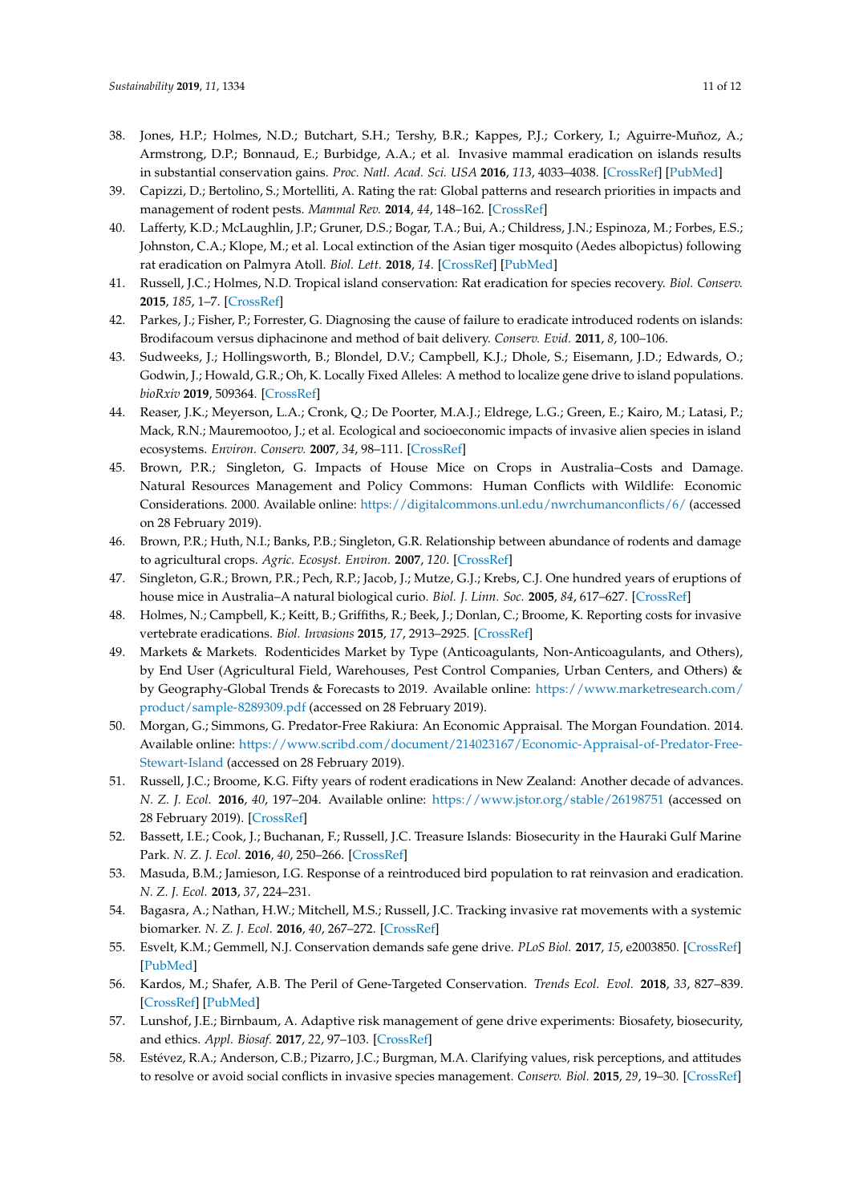38. Jones, H.P.; Holmes, N.D.; Butchart, S.H.; Tershy, B.R.; Kappes, P.J.; Corkery, I.; Aguirre-Muñoz, A.; Armstrong, D.P.; Bonnaud, E.; Burbidge, A.A.; et al. Invasive mammal eradication on islands results in substantial conservation gains. *Proc. Natl. Acad. Sci. USA* **2016**, *113*, 4033–4038. [CrossRef] [PubMed]
39. Capizzi, D.; Bertolino, S.; Mortelliti, A. Rating the rat: Global patterns and research priorities in impacts and management of rodent pests. *Mammal Rev.* **2014**, *44*, 148–162. [CrossRef]
40. Lafferty, K.D.; McLaughlin, J.P.; Gruner, D.S.; Bogar, T.A.; Bui, A.; Childress, J.N.; Espinoza, M.; Forbes, E.S.; Johnston, C.A.; Klope, M.; et al. Local extinction of the Asian tiger mosquito (Aedes albopictus) following rat eradication on Palmyra Atoll. *Biol. Lett.* **2018**, *14*. [CrossRef] [PubMed]
41. Russell, J.C.; Holmes, N.D. Tropical island conservation: Rat eradication for species recovery. *Biol. Conserv.* **2015**, *185*, 1–7. [CrossRef]
42. Parkes, J.; Fisher, P.; Forrester, G. Diagnosing the cause of failure to eradicate introduced rodents on islands: Brodifacoum versus diphacinone and method of bait delivery. *Conserv. Evid.* **2011**, *8*, 100–106.
43. Sudweeks, J.; Hollingsworth, B.; Blondel, D.V.; Campbell, K.J.; Dhole, S.; Eisemann, J.D.; Edwards, O.; Godwin, J.; Howald, G.R.; Oh, K. Locally Fixed Alleles: A method to localize gene drive to island populations. *bioRxiv* **2019**, 509364. [CrossRef]
44. Reaser, J.K.; Meyerson, L.A.; Cronk, Q.; De Poorter, M.A.J.; Eldrege, L.G.; Green, E.; Kairo, M.; Latasi, P.; Mack, R.N.; Mauremootoo, J.; et al. Ecological and socioeconomic impacts of invasive alien species in island ecosystems. *Environ. Conserv.* **2007**, *34*, 98–111. [CrossRef]
45. Brown, P.R.; Singleton, G. Impacts of House Mice on Crops in Australia–Costs and Damage. Natural Resources Management and Policy Commons: Human Conflicts with Wildlife: Economic Considerations. 2000. Available online: https://digitalcommons.unl.edu/nwrchumanconflicts/6/ (accessed on 28 February 2019).
46. Brown, P.R.; Huth, N.I.; Banks, P.B.; Singleton, G.R. Relationship between abundance of rodents and damage to agricultural crops. *Agric. Ecosyst. Environ.* **2007**, *120*. [CrossRef]
47. Singleton, G.R.; Brown, P.R.; Pech, R.P.; Jacob, J.; Mutze, G.J.; Krebs, C.J. One hundred years of eruptions of house mice in Australia–A natural biological curio. *Biol. J. Linn. Soc.* **2005**, *84*, 617–627. [CrossRef]
48. Holmes, N.; Campbell, K.; Keitt, B.; Griffiths, R.; Beek, J.; Donlan, C.; Broome, K. Reporting costs for invasive vertebrate eradications. *Biol. Invasions* **2015**, *17*, 2913–2925. [CrossRef]
49. Markets & Markets. Rodenticides Market by Type (Anticoagulants, Non-Anticoagulants, and Others), by End User (Agricultural Field, Warehouses, Pest Control Companies, Urban Centers, and Others) & by Geography-Global Trends & Forecasts to 2019. Available online: https://www.marketresearch.com/product/sample-8289309.pdf (accessed on 28 February 2019).
50. Morgan, G.; Simmons, G. Predator-Free Rakiura: An Economic Appraisal. The Morgan Foundation. 2014. Available online: https://www.scribd.com/document/214023167/Economic-Appraisal-of-Predator-Free-Stewart-Island (accessed on 28 February 2019).
51. Russell, J.C.; Broome, K.G. Fifty years of rodent eradications in New Zealand: Another decade of advances. *N. Z. J. Ecol.* **2016**, *40*, 197–204. Available online: https://www.jstor.org/stable/26198751 (accessed on 28 February 2019). [CrossRef]
52. Bassett, I.E.; Cook, J.; Buchanan, F.; Russell, J.C. Treasure Islands: Biosecurity in the Hauraki Gulf Marine Park. *N. Z. J. Ecol.* **2016**, *40*, 250–266. [CrossRef]
53. Masuda, B.M.; Jamieson, I.G. Response of a reintroduced bird population to rat reinvasion and eradication. *N. Z. J. Ecol.* **2013**, *37*, 224–231.
54. Bagasra, A.; Nathan, H.W.; Mitchell, M.S.; Russell, J.C. Tracking invasive rat movements with a systemic biomarker. *N. Z. J. Ecol.* **2016**, *40*, 267–272. [CrossRef]
55. Esvelt, K.M.; Gemmell, N.J. Conservation demands safe gene drive. *PLoS Biol.* **2017**, *15*, e2003850. [CrossRef] [PubMed]
56. Kardos, M.; Shafer, A.B. The Peril of Gene-Targeted Conservation. *Trends Ecol. Evol.* **2018**, *33*, 827–839. [CrossRef] [PubMed]
57. Lunshof, J.E.; Birnbaum, A. Adaptive risk management of gene drive experiments: Biosafety, biosecurity, and ethics. *Appl. Biosaf.* **2017**, *22*, 97–103. [CrossRef]
58. Estévez, R.A.; Anderson, C.B.; Pizarro, J.C.; Burgman, M.A. Clarifying values, risk perceptions, and attitudes to resolve or avoid social conflicts in invasive species management. *Conserv. Biol.* **2015**, *29*, 19–30. [CrossRef]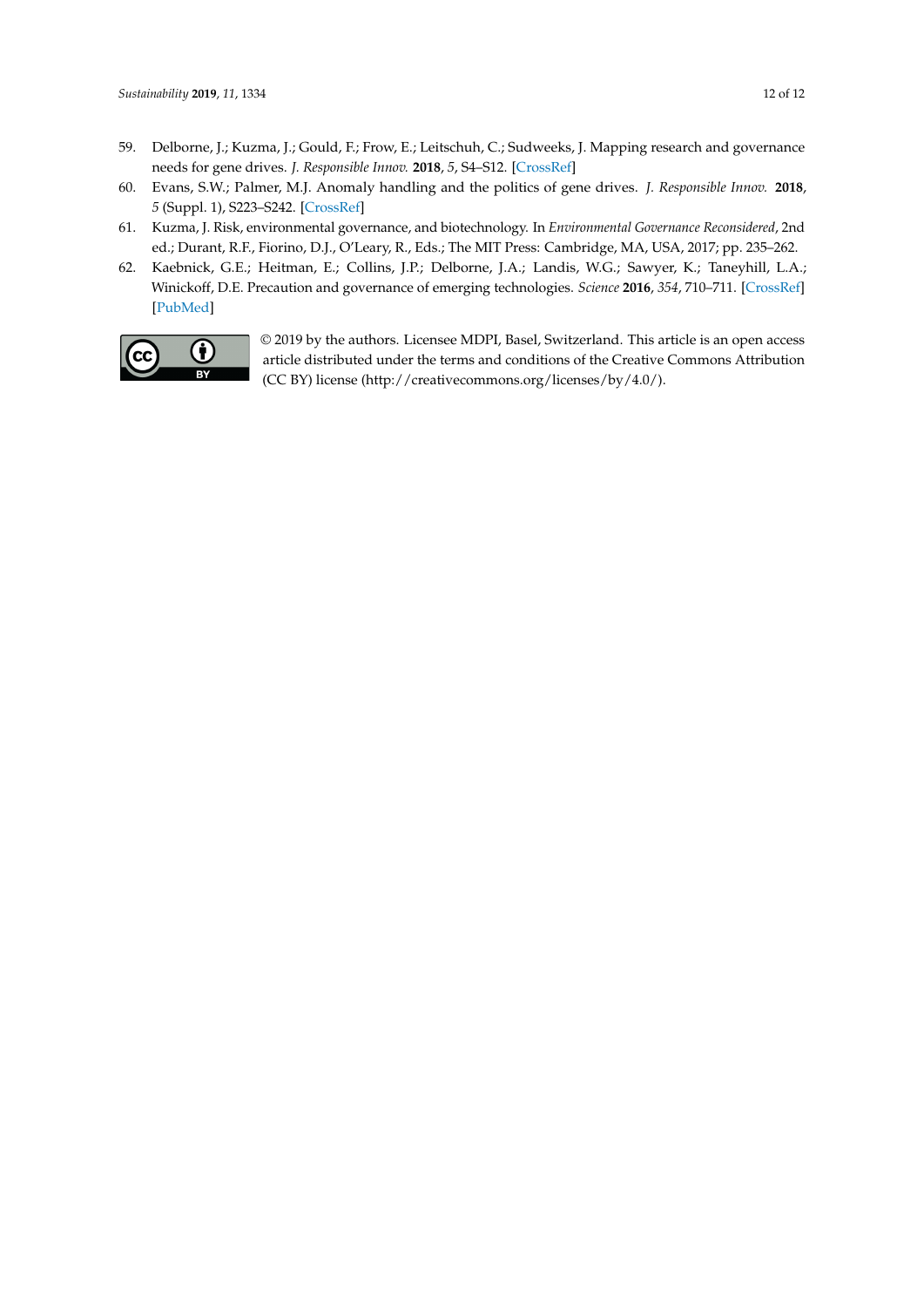59. Delborne, J.; Kuzma, J.; Gould, F.; Frow, E.; Leitschuh, C.; Sudweeks, J. Mapping research and governance needs for gene drives. *J. Responsible Innov.* **2018**, *5*, S4–S12. [CrossRef]
60. Evans, S.W.; Palmer, M.J. Anomaly handling and the politics of gene drives. *J. Responsible Innov.* **2018**, *5* (Suppl. 1), S223–S242. [CrossRef]
61. Kuzma, J. Risk, environmental governance, and biotechnology. In *Environmental Governance Reconsidered*, 2nd ed.; Durant, R.F., Fiorino, D.J., O'Leary, R., Eds.; The MIT Press: Cambridge, MA, USA, 2017; pp. 235–262.
62. Kaebnick, G.E.; Heitman, E.; Collins, J.P.; Delborne, J.A.; Landis, W.G.; Sawyer, K.; Taneyhill, L.A.; Winickoff, D.E. Precaution and governance of emerging technologies. *Science* **2016**, *354*, 710–711. [CrossRef] [PubMed]

© 2019 by the authors. Licensee MDPI, Basel, Switzerland. This article is an open access article distributed under the terms and conditions of the Creative Commons Attribution (CC BY) license (http://creativecommons.org/licenses/by/4.0/).